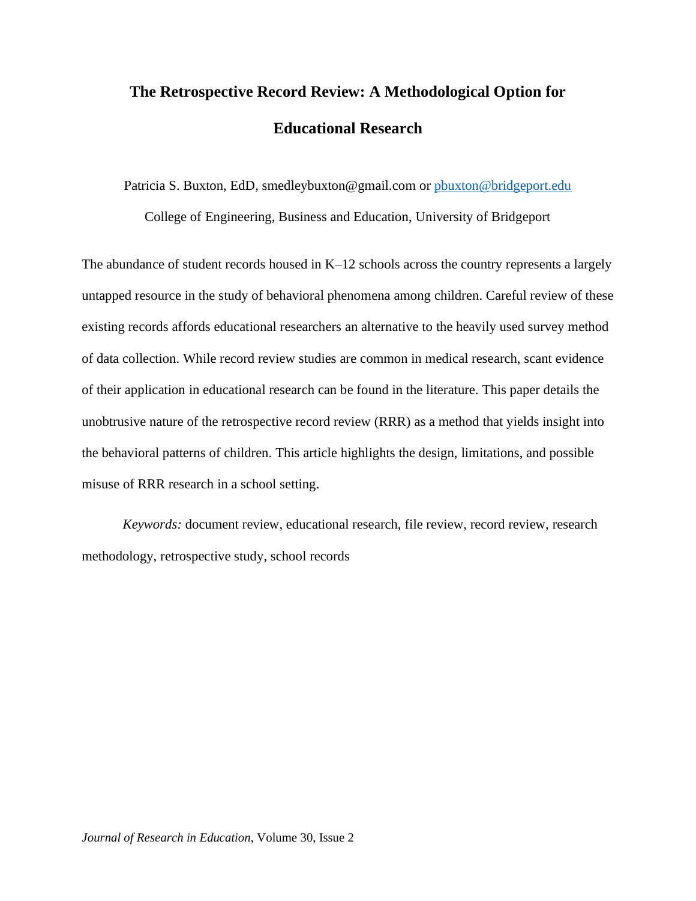# The Retrospective Record Review: A Methodological Option for Educational Research

Patricia S. Buxton, EdD, smedleybuxton@gmail.com or pbuxton@bridgeport.edu

College of Engineering, Business and Education, University of Bridgeport

The abundance of student records housed in K–12 schools across the country represents a largely untapped resource in the study of behavioral phenomena among children. Careful review of these existing records affords educational researchers an alternative to the heavily used survey method of data collection. While record review studies are common in medical research, scant evidence of their application in educational research can be found in the literature. This paper details the unobtrusive nature of the retrospective record review (RRR) as a method that yields insight into the behavioral patterns of children. This article highlights the design, limitations, and possible misuse of RRR research in a school setting.

*Keywords:* document review, educational research, file review, record review, research methodology, retrospective study, school records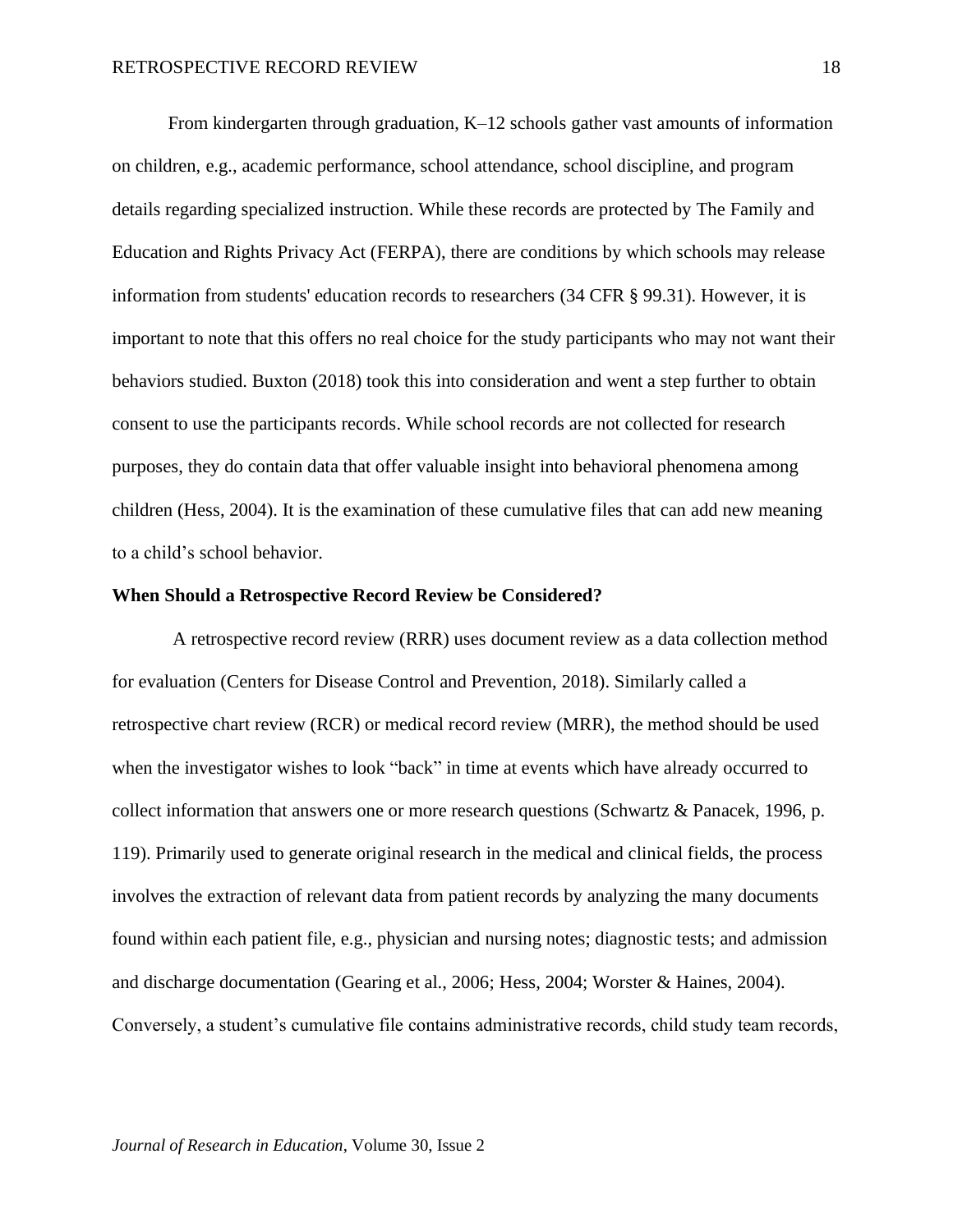From kindergarten through graduation, K–12 schools gather vast amounts of information on children, e.g., academic performance, school attendance, school discipline, and program details regarding specialized instruction. While these records are protected by The Family and Education and Rights Privacy Act (FERPA), there are conditions by which schools may release information from students' education records to researchers (34 CFR § 99.31). However, it is important to note that this offers no real choice for the study participants who may not want their behaviors studied. Buxton (2018) took this into consideration and went a step further to obtain consent to use the participants records. While school records are not collected for research purposes, they do contain data that offer valuable insight into behavioral phenomena among children (Hess, 2004). It is the examination of these cumulative files that can add new meaning to a child's school behavior.

## When Should a Retrospective Record Review be Considered?

A retrospective record review (RRR) uses document review as a data collection method for evaluation (Centers for Disease Control and Prevention, 2018). Similarly called a retrospective chart review (RCR) or medical record review (MRR), the method should be used when the investigator wishes to look "back" in time at events which have already occurred to collect information that answers one or more research questions (Schwartz & Panacek, 1996, p. 119). Primarily used to generate original research in the medical and clinical fields, the process involves the extraction of relevant data from patient records by analyzing the many documents found within each patient file, e.g., physician and nursing notes; diagnostic tests; and admission and discharge documentation (Gearing et al., 2006; Hess, 2004; Worster & Haines, 2004). Conversely, a student's cumulative file contains administrative records, child study team records,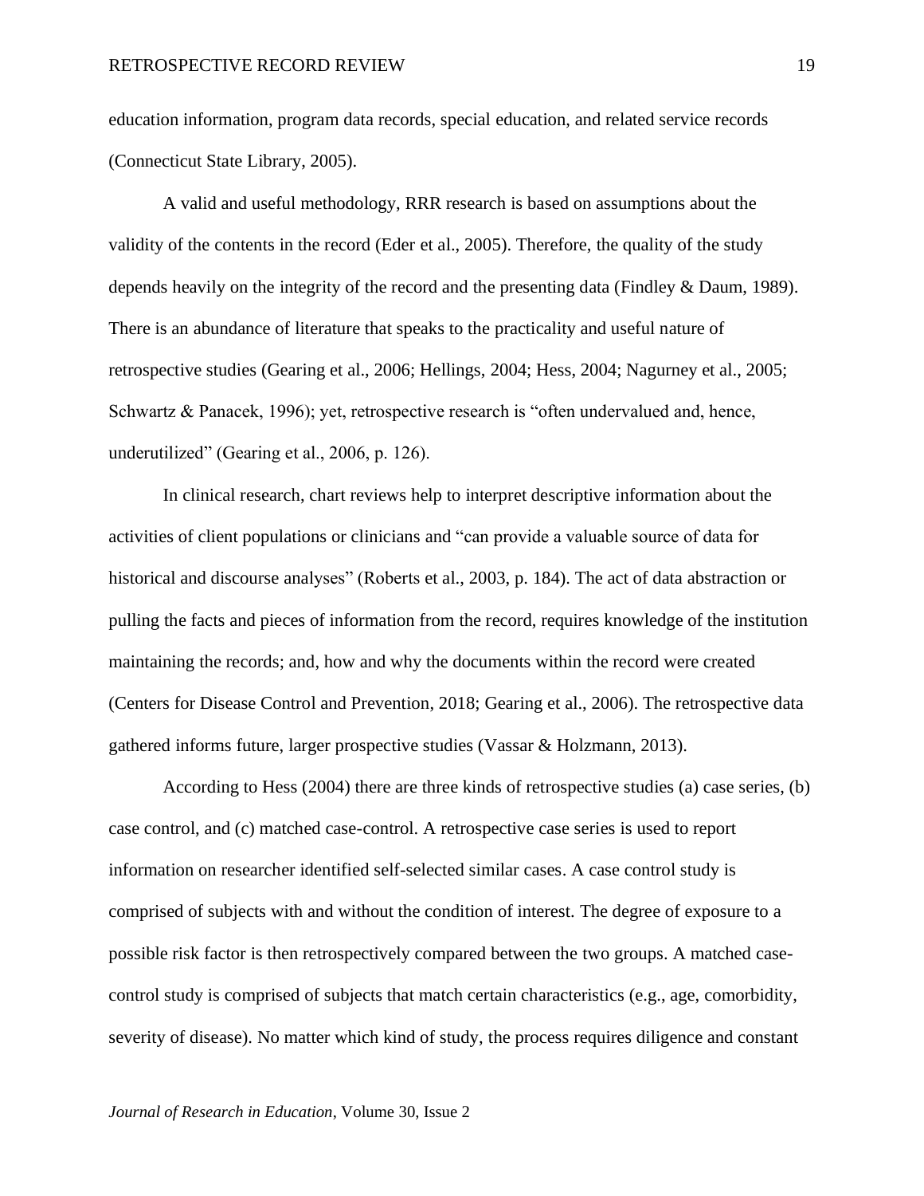education information, program data records, special education, and related service records (Connecticut State Library, 2005).

A valid and useful methodology, RRR research is based on assumptions about the validity of the contents in the record (Eder et al., 2005). Therefore, the quality of the study depends heavily on the integrity of the record and the presenting data (Findley & Daum, 1989). There is an abundance of literature that speaks to the practicality and useful nature of retrospective studies (Gearing et al., 2006; Hellings, 2004; Hess, 2004; Nagurney et al., 2005; Schwartz & Panacek, 1996); yet, retrospective research is "often undervalued and, hence, underutilized" (Gearing et al., 2006, p. 126).

In clinical research, chart reviews help to interpret descriptive information about the activities of client populations or clinicians and "can provide a valuable source of data for historical and discourse analyses" (Roberts et al., 2003, p. 184). The act of data abstraction or pulling the facts and pieces of information from the record, requires knowledge of the institution maintaining the records; and, how and why the documents within the record were created (Centers for Disease Control and Prevention, 2018; Gearing et al., 2006). The retrospective data gathered informs future, larger prospective studies (Vassar & Holzmann, 2013).

According to Hess (2004) there are three kinds of retrospective studies (a) case series, (b) case control, and (c) matched case-control. A retrospective case series is used to report information on researcher identified self-selected similar cases. A case control study is comprised of subjects with and without the condition of interest. The degree of exposure to a possible risk factor is then retrospectively compared between the two groups. A matched case-control study is comprised of subjects that match certain characteristics (e.g., age, comorbidity, severity of disease). No matter which kind of study, the process requires diligence and constant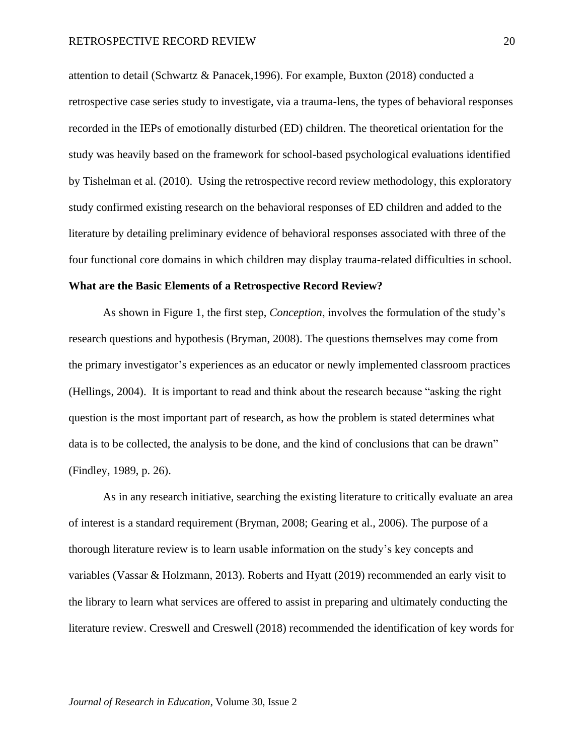attention to detail (Schwartz & Panacek,1996). For example, Buxton (2018) conducted a retrospective case series study to investigate, via a trauma-lens, the types of behavioral responses recorded in the IEPs of emotionally disturbed (ED) children. The theoretical orientation for the study was heavily based on the framework for school-based psychological evaluations identified by Tishelman et al. (2010). Using the retrospective record review methodology, this exploratory study confirmed existing research on the behavioral responses of ED children and added to the literature by detailing preliminary evidence of behavioral responses associated with three of the four functional core domains in which children may display trauma-related difficulties in school.

**What are the Basic Elements of a Retrospective Record Review?**

As shown in Figure 1, the first step, *Conception*, involves the formulation of the study's research questions and hypothesis (Bryman, 2008). The questions themselves may come from the primary investigator's experiences as an educator or newly implemented classroom practices (Hellings, 2004). It is important to read and think about the research because "asking the right question is the most important part of research, as how the problem is stated determines what data is to be collected, the analysis to be done, and the kind of conclusions that can be drawn" (Findley, 1989, p. 26).

As in any research initiative, searching the existing literature to critically evaluate an area of interest is a standard requirement (Bryman, 2008; Gearing et al., 2006). The purpose of a thorough literature review is to learn usable information on the study's key concepts and variables (Vassar & Holzmann, 2013). Roberts and Hyatt (2019) recommended an early visit to the library to learn what services are offered to assist in preparing and ultimately conducting the literature review. Creswell and Creswell (2018) recommended the identification of key words for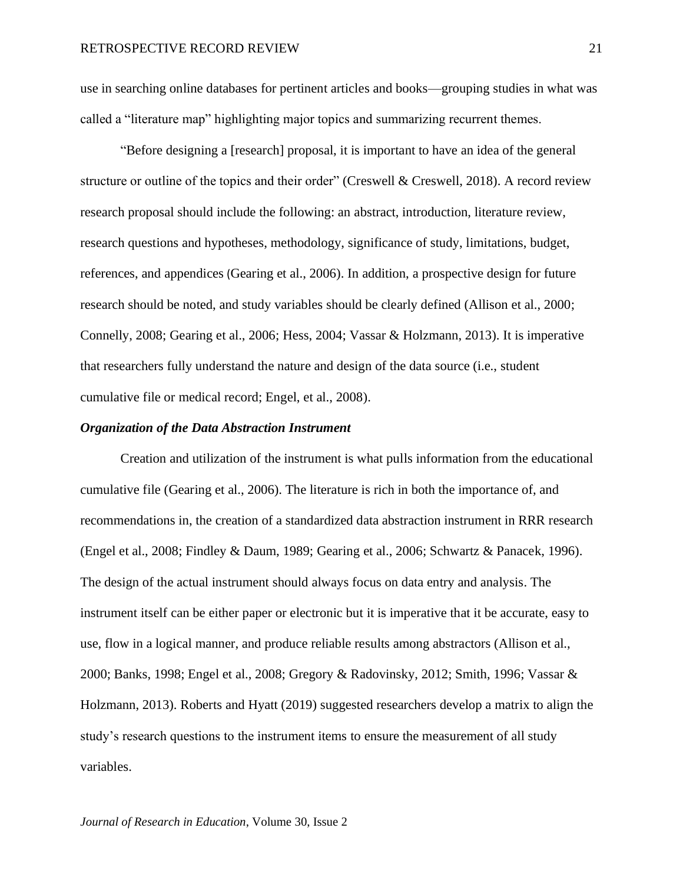use in searching online databases for pertinent articles and books—grouping studies in what was called a "literature map" highlighting major topics and summarizing recurrent themes.

"Before designing a [research] proposal, it is important to have an idea of the general structure or outline of the topics and their order" (Creswell & Creswell, 2018). A record review research proposal should include the following: an abstract, introduction, literature review, research questions and hypotheses, methodology, significance of study, limitations, budget, references, and appendices (Gearing et al., 2006). In addition, a prospective design for future research should be noted, and study variables should be clearly defined (Allison et al., 2000; Connelly, 2008; Gearing et al., 2006; Hess, 2004; Vassar & Holzmann, 2013). It is imperative that researchers fully understand the nature and design of the data source (i.e., student cumulative file or medical record; Engel, et al., 2008).

### *Organization of the Data Abstraction Instrument*

Creation and utilization of the instrument is what pulls information from the educational cumulative file (Gearing et al., 2006). The literature is rich in both the importance of, and recommendations in, the creation of a standardized data abstraction instrument in RRR research (Engel et al., 2008; Findley & Daum, 1989; Gearing et al., 2006; Schwartz & Panacek, 1996). The design of the actual instrument should always focus on data entry and analysis. The instrument itself can be either paper or electronic but it is imperative that it be accurate, easy to use, flow in a logical manner, and produce reliable results among abstractors (Allison et al., 2000; Banks, 1998; Engel et al., 2008; Gregory & Radovinsky, 2012; Smith, 1996; Vassar & Holzmann, 2013). Roberts and Hyatt (2019) suggested researchers develop a matrix to align the study's research questions to the instrument items to ensure the measurement of all study variables.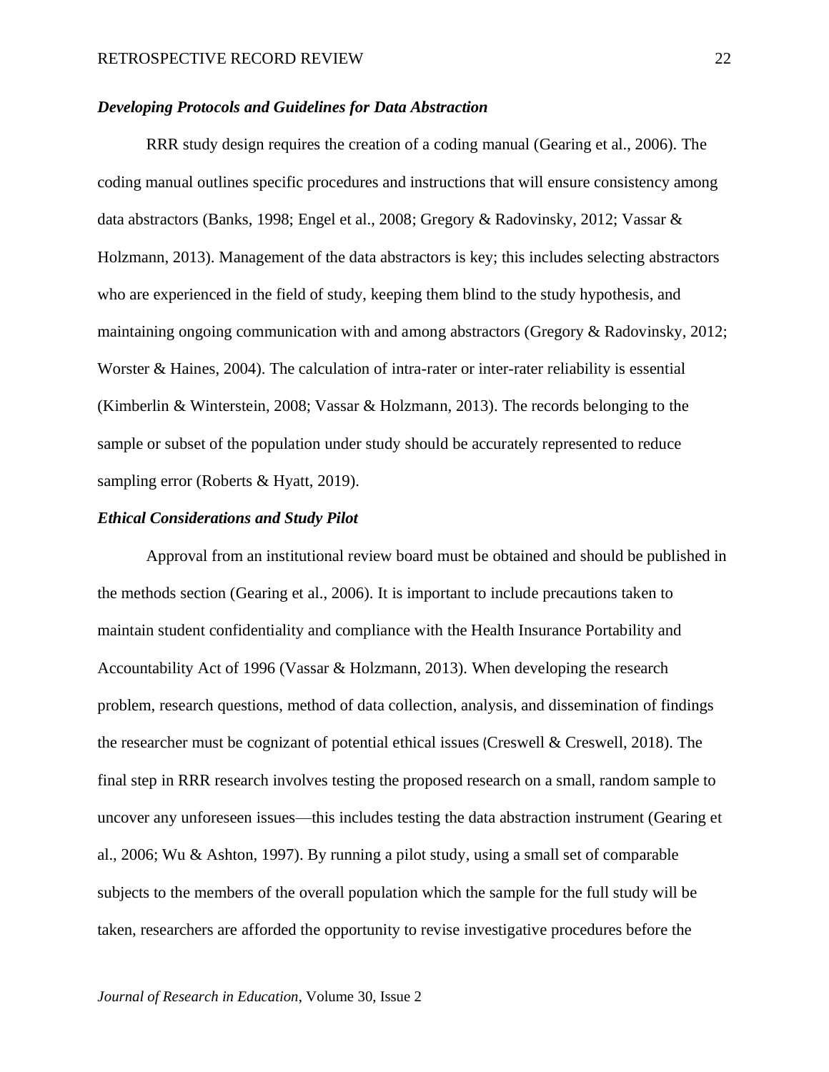### *Developing Protocols and Guidelines for Data Abstraction*

RRR study design requires the creation of a coding manual (Gearing et al., 2006). The coding manual outlines specific procedures and instructions that will ensure consistency among data abstractors (Banks, 1998; Engel et al., 2008; Gregory & Radovinsky, 2012; Vassar & Holzmann, 2013). Management of the data abstractors is key; this includes selecting abstractors who are experienced in the field of study, keeping them blind to the study hypothesis, and maintaining ongoing communication with and among abstractors (Gregory & Radovinsky, 2012; Worster & Haines, 2004). The calculation of intra-rater or inter-rater reliability is essential (Kimberlin & Winterstein, 2008; Vassar & Holzmann, 2013). The records belonging to the sample or subset of the population under study should be accurately represented to reduce sampling error (Roberts & Hyatt, 2019).

### *Ethical Considerations and Study Pilot*

Approval from an institutional review board must be obtained and should be published in the methods section (Gearing et al., 2006). It is important to include precautions taken to maintain student confidentiality and compliance with the Health Insurance Portability and Accountability Act of 1996 (Vassar & Holzmann, 2013). When developing the research problem, research questions, method of data collection, analysis, and dissemination of findings the researcher must be cognizant of potential ethical issues (Creswell & Creswell, 2018). The final step in RRR research involves testing the proposed research on a small, random sample to uncover any unforeseen issues—this includes testing the data abstraction instrument (Gearing et al., 2006; Wu & Ashton, 1997). By running a pilot study, using a small set of comparable subjects to the members of the overall population which the sample for the full study will be taken, researchers are afforded the opportunity to revise investigative procedures before the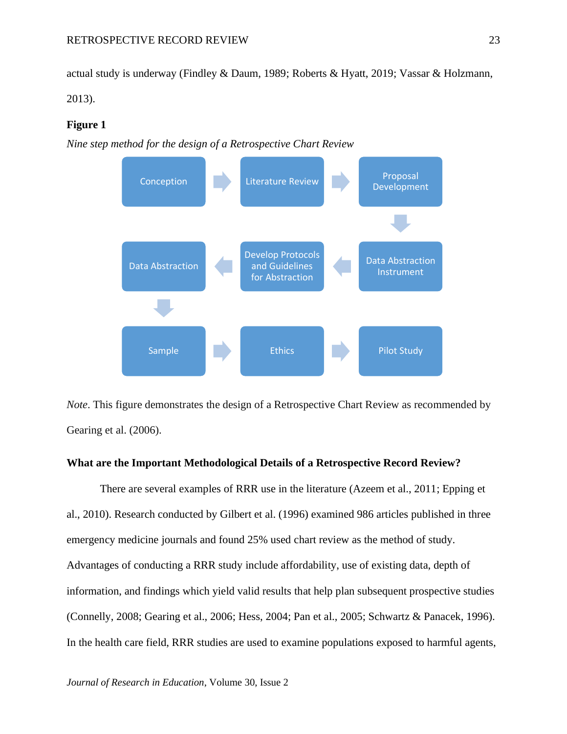actual study is underway (Findley & Daum, 1989; Roberts & Hyatt, 2019; Vassar & Holzmann, 2013).

**Figure 1**

*Nine step method for the design of a Retrospective Chart Review*

Conception → Literature Review → Proposal Development → Data Abstraction Instrument → Develop Protocols and Guidelines for Abstraction → Data Abstraction → Sample → Ethics → Pilot Study

*Note*. This figure demonstrates the design of a Retrospective Chart Review as recommended by Gearing et al. (2006).

### What are the Important Methodological Details of a Retrospective Record Review?

There are several examples of RRR use in the literature (Azeem et al., 2011; Epping et al., 2010). Research conducted by Gilbert et al. (1996) examined 986 articles published in three emergency medicine journals and found 25% used chart review as the method of study. Advantages of conducting a RRR study include affordability, use of existing data, depth of information, and findings which yield valid results that help plan subsequent prospective studies (Connelly, 2008; Gearing et al., 2006; Hess, 2004; Pan et al., 2005; Schwartz & Panacek, 1996). In the health care field, RRR studies are used to examine populations exposed to harmful agents,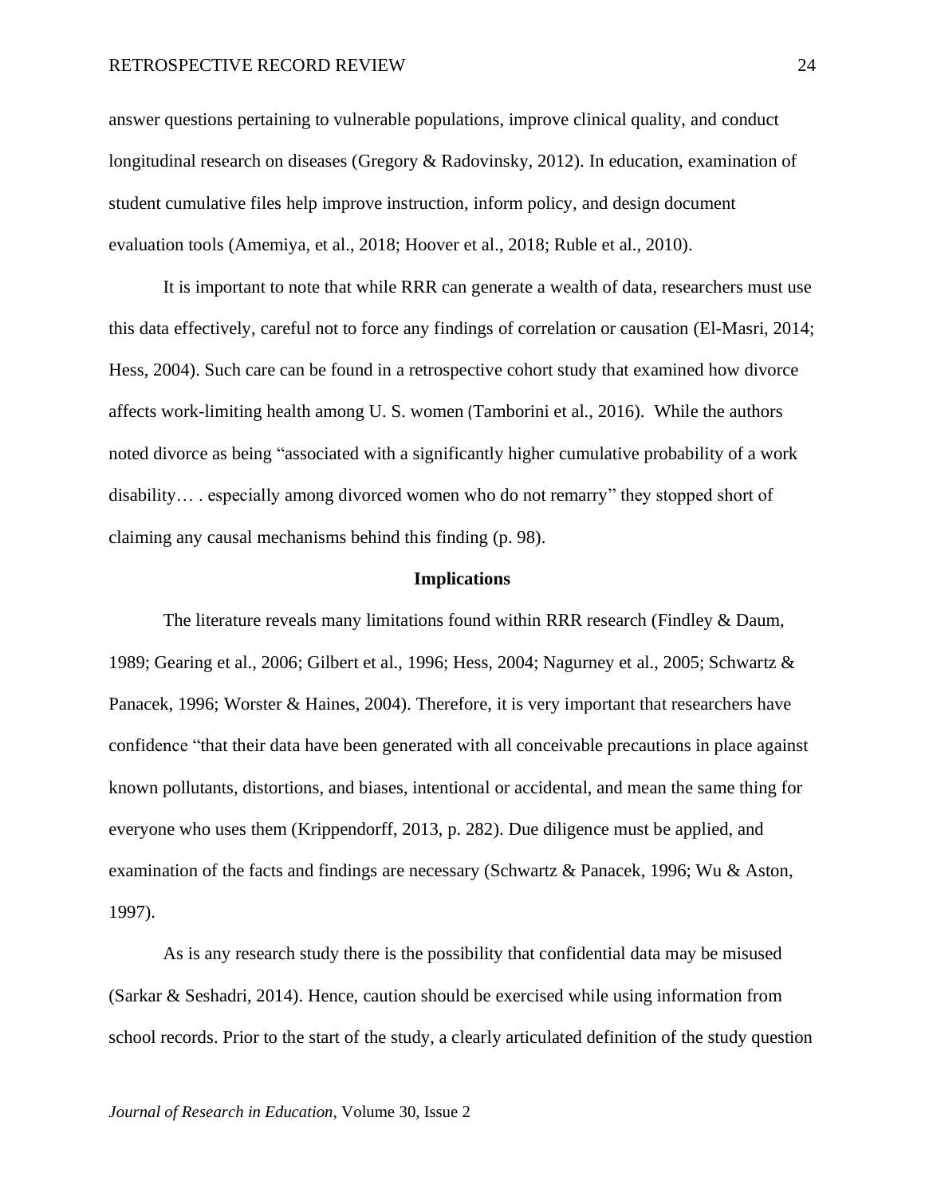answer questions pertaining to vulnerable populations, improve clinical quality, and conduct longitudinal research on diseases (Gregory & Radovinsky, 2012). In education, examination of student cumulative files help improve instruction, inform policy, and design document evaluation tools (Amemiya, et al., 2018; Hoover et al., 2018; Ruble et al., 2010).

It is important to note that while RRR can generate a wealth of data, researchers must use this data effectively, careful not to force any findings of correlation or causation (El-Masri, 2014; Hess, 2004). Such care can be found in a retrospective cohort study that examined how divorce affects work-limiting health among U. S. women (Tamborini et al., 2016). While the authors noted divorce as being "associated with a significantly higher cumulative probability of a work disability… . especially among divorced women who do not remarry" they stopped short of claiming any causal mechanisms behind this finding (p. 98).

## Implications

The literature reveals many limitations found within RRR research (Findley & Daum, 1989; Gearing et al., 2006; Gilbert et al., 1996; Hess, 2004; Nagurney et al., 2005; Schwartz & Panacek, 1996; Worster & Haines, 2004). Therefore, it is very important that researchers have confidence "that their data have been generated with all conceivable precautions in place against known pollutants, distortions, and biases, intentional or accidental, and mean the same thing for everyone who uses them (Krippendorff, 2013, p. 282). Due diligence must be applied, and examination of the facts and findings are necessary (Schwartz & Panacek, 1996; Wu & Aston, 1997).

As is any research study there is the possibility that confidential data may be misused (Sarkar & Seshadri, 2014). Hence, caution should be exercised while using information from school records. Prior to the start of the study, a clearly articulated definition of the study question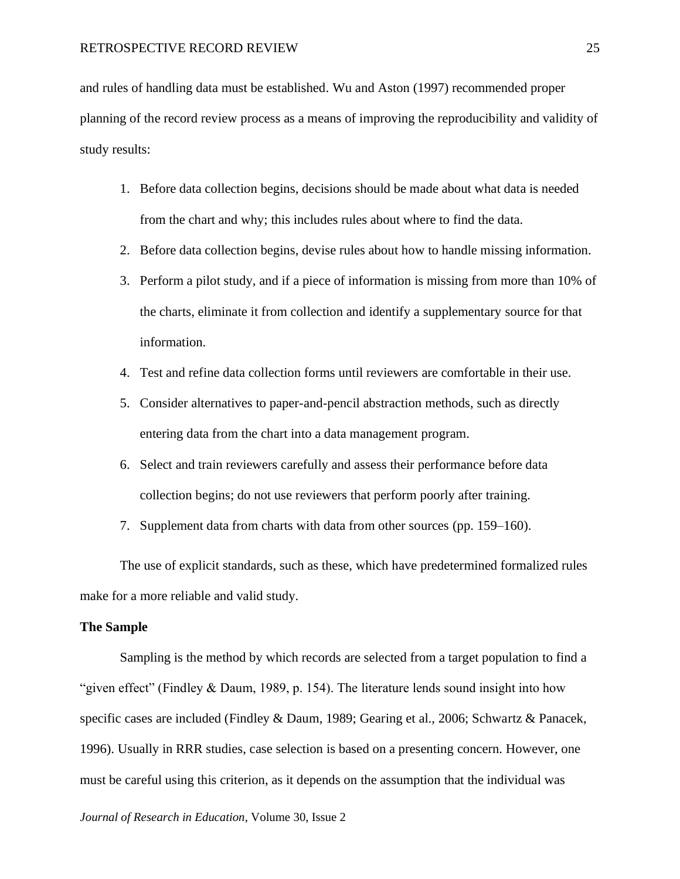and rules of handling data must be established. Wu and Aston (1997) recommended proper planning of the record review process as a means of improving the reproducibility and validity of study results:

1. Before data collection begins, decisions should be made about what data is needed from the chart and why; this includes rules about where to find the data.
2. Before data collection begins, devise rules about how to handle missing information.
3. Perform a pilot study, and if a piece of information is missing from more than 10% of the charts, eliminate it from collection and identify a supplementary source for that information.
4. Test and refine data collection forms until reviewers are comfortable in their use.
5. Consider alternatives to paper-and-pencil abstraction methods, such as directly entering data from the chart into a data management program.
6. Select and train reviewers carefully and assess their performance before data collection begins; do not use reviewers that perform poorly after training.
7. Supplement data from charts with data from other sources (pp. 159–160).

The use of explicit standards, such as these, which have predetermined formalized rules make for a more reliable and valid study.

**The Sample**

Sampling is the method by which records are selected from a target population to find a "given effect" (Findley & Daum, 1989, p. 154). The literature lends sound insight into how specific cases are included (Findley & Daum, 1989; Gearing et al., 2006; Schwartz & Panacek, 1996). Usually in RRR studies, case selection is based on a presenting concern. However, one must be careful using this criterion, as it depends on the assumption that the individual was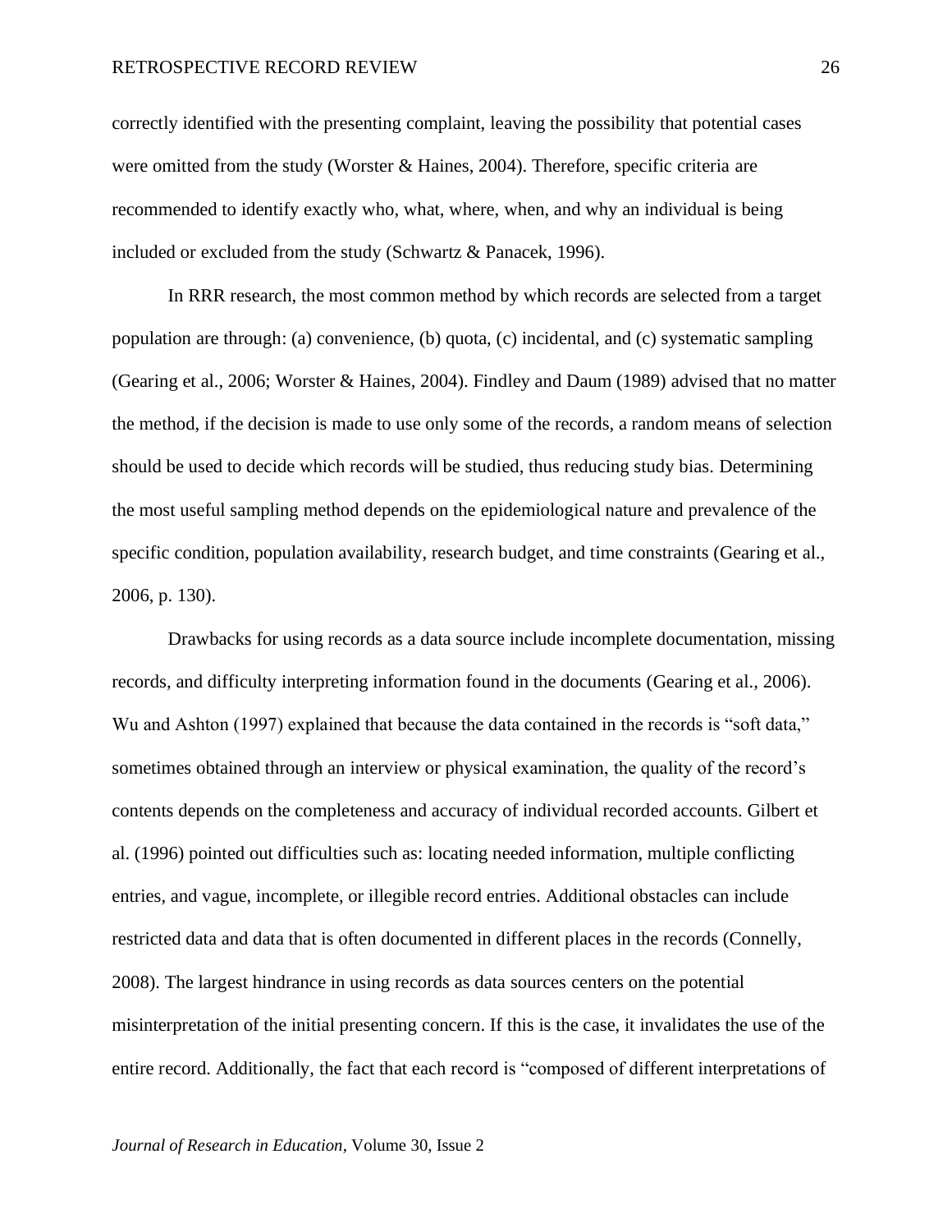correctly identified with the presenting complaint, leaving the possibility that potential cases were omitted from the study (Worster & Haines, 2004). Therefore, specific criteria are recommended to identify exactly who, what, where, when, and why an individual is being included or excluded from the study (Schwartz & Panacek, 1996).

In RRR research, the most common method by which records are selected from a target population are through: (a) convenience, (b) quota, (c) incidental, and (c) systematic sampling (Gearing et al., 2006; Worster & Haines, 2004). Findley and Daum (1989) advised that no matter the method, if the decision is made to use only some of the records, a random means of selection should be used to decide which records will be studied, thus reducing study bias. Determining the most useful sampling method depends on the epidemiological nature and prevalence of the specific condition, population availability, research budget, and time constraints (Gearing et al., 2006, p. 130).

Drawbacks for using records as a data source include incomplete documentation, missing records, and difficulty interpreting information found in the documents (Gearing et al., 2006). Wu and Ashton (1997) explained that because the data contained in the records is "soft data," sometimes obtained through an interview or physical examination, the quality of the record's contents depends on the completeness and accuracy of individual recorded accounts. Gilbert et al. (1996) pointed out difficulties such as: locating needed information, multiple conflicting entries, and vague, incomplete, or illegible record entries. Additional obstacles can include restricted data and data that is often documented in different places in the records (Connelly, 2008). The largest hindrance in using records as data sources centers on the potential misinterpretation of the initial presenting concern. If this is the case, it invalidates the use of the entire record. Additionally, the fact that each record is "composed of different interpretations of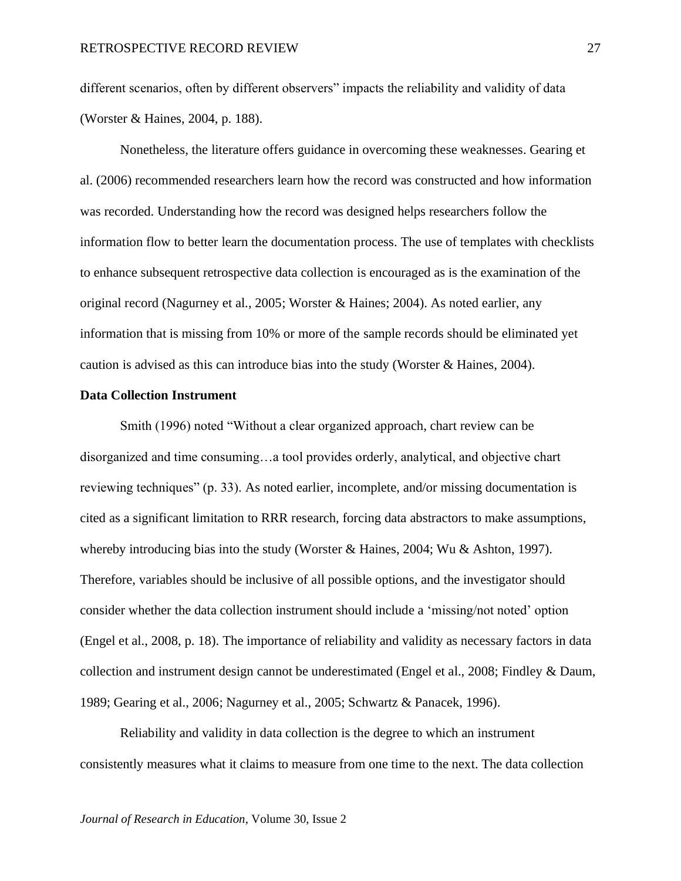different scenarios, often by different observers" impacts the reliability and validity of data (Worster & Haines, 2004, p. 188).

Nonetheless, the literature offers guidance in overcoming these weaknesses. Gearing et al. (2006) recommended researchers learn how the record was constructed and how information was recorded. Understanding how the record was designed helps researchers follow the information flow to better learn the documentation process. The use of templates with checklists to enhance subsequent retrospective data collection is encouraged as is the examination of the original record (Nagurney et al., 2005; Worster & Haines; 2004). As noted earlier, any information that is missing from 10% or more of the sample records should be eliminated yet caution is advised as this can introduce bias into the study (Worster & Haines, 2004).

**Data Collection Instrument**

Smith (1996) noted "Without a clear organized approach, chart review can be disorganized and time consuming…a tool provides orderly, analytical, and objective chart reviewing techniques" (p. 33). As noted earlier, incomplete, and/or missing documentation is cited as a significant limitation to RRR research, forcing data abstractors to make assumptions, whereby introducing bias into the study (Worster & Haines, 2004; Wu & Ashton, 1997). Therefore, variables should be inclusive of all possible options, and the investigator should consider whether the data collection instrument should include a 'missing/not noted' option (Engel et al., 2008, p. 18). The importance of reliability and validity as necessary factors in data collection and instrument design cannot be underestimated (Engel et al., 2008; Findley & Daum, 1989; Gearing et al., 2006; Nagurney et al., 2005; Schwartz & Panacek, 1996).

Reliability and validity in data collection is the degree to which an instrument consistently measures what it claims to measure from one time to the next. The data collection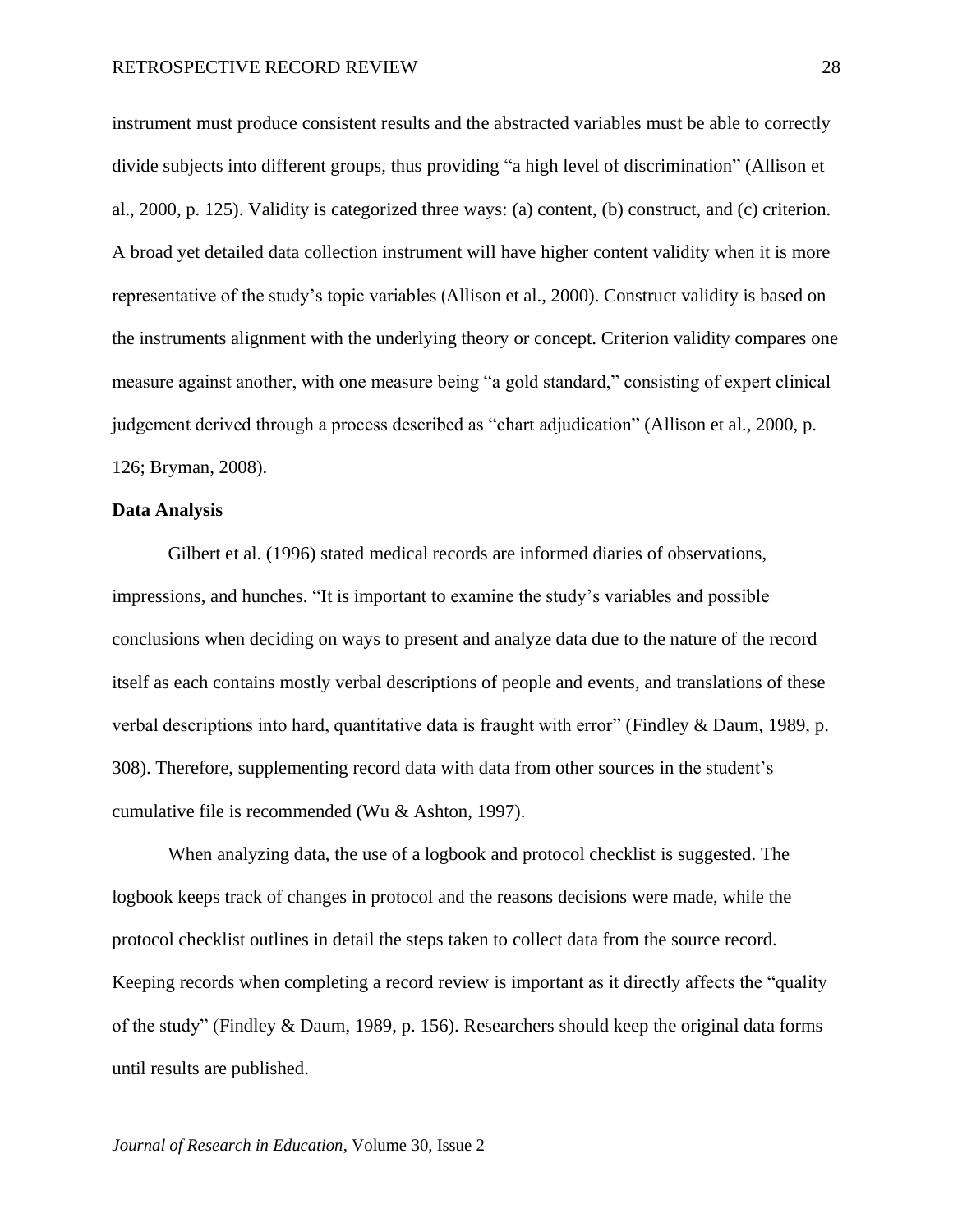instrument must produce consistent results and the abstracted variables must be able to correctly divide subjects into different groups, thus providing "a high level of discrimination" (Allison et al., 2000, p. 125). Validity is categorized three ways: (a) content, (b) construct, and (c) criterion. A broad yet detailed data collection instrument will have higher content validity when it is more representative of the study's topic variables (Allison et al., 2000). Construct validity is based on the instruments alignment with the underlying theory or concept. Criterion validity compares one measure against another, with one measure being "a gold standard," consisting of expert clinical judgement derived through a process described as "chart adjudication" (Allison et al., 2000, p. 126; Bryman, 2008).

**Data Analysis**

Gilbert et al. (1996) stated medical records are informed diaries of observations, impressions, and hunches. "It is important to examine the study's variables and possible conclusions when deciding on ways to present and analyze data due to the nature of the record itself as each contains mostly verbal descriptions of people and events, and translations of these verbal descriptions into hard, quantitative data is fraught with error" (Findley & Daum, 1989, p. 308). Therefore, supplementing record data with data from other sources in the student's cumulative file is recommended (Wu & Ashton, 1997).

When analyzing data, the use of a logbook and protocol checklist is suggested. The logbook keeps track of changes in protocol and the reasons decisions were made, while the protocol checklist outlines in detail the steps taken to collect data from the source record. Keeping records when completing a record review is important as it directly affects the "quality of the study" (Findley & Daum, 1989, p. 156). Researchers should keep the original data forms until results are published.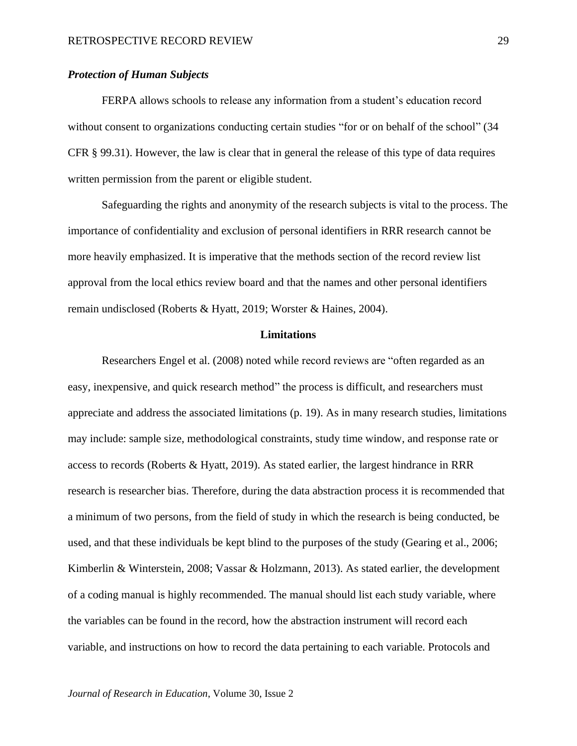### *Protection of Human Subjects*

FERPA allows schools to release any information from a student's education record without consent to organizations conducting certain studies "for or on behalf of the school" (34 CFR § 99.31). However, the law is clear that in general the release of this type of data requires written permission from the parent or eligible student.

Safeguarding the rights and anonymity of the research subjects is vital to the process. The importance of confidentiality and exclusion of personal identifiers in RRR research cannot be more heavily emphasized. It is imperative that the methods section of the record review list approval from the local ethics review board and that the names and other personal identifiers remain undisclosed (Roberts & Hyatt, 2019; Worster & Haines, 2004).

## Limitations

Researchers Engel et al. (2008) noted while record reviews are "often regarded as an easy, inexpensive, and quick research method" the process is difficult, and researchers must appreciate and address the associated limitations (p. 19). As in many research studies, limitations may include: sample size, methodological constraints, study time window, and response rate or access to records (Roberts & Hyatt, 2019). As stated earlier, the largest hindrance in RRR research is researcher bias. Therefore, during the data abstraction process it is recommended that a minimum of two persons, from the field of study in which the research is being conducted, be used, and that these individuals be kept blind to the purposes of the study (Gearing et al., 2006; Kimberlin & Winterstein, 2008; Vassar & Holzmann, 2013). As stated earlier, the development of a coding manual is highly recommended. The manual should list each study variable, where the variables can be found in the record, how the abstraction instrument will record each variable, and instructions on how to record the data pertaining to each variable. Protocols and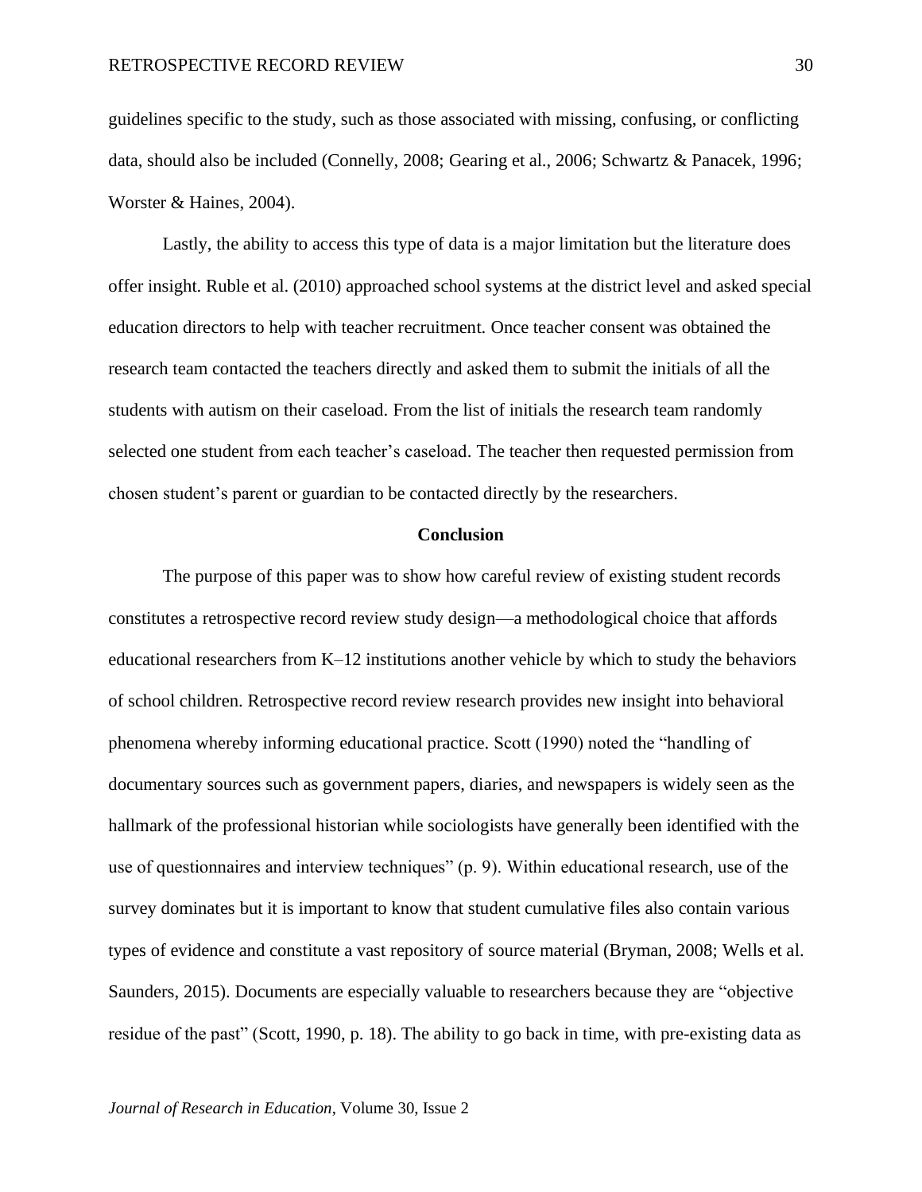guidelines specific to the study, such as those associated with missing, confusing, or conflicting data, should also be included (Connelly, 2008; Gearing et al., 2006; Schwartz & Panacek, 1996; Worster & Haines, 2004).

Lastly, the ability to access this type of data is a major limitation but the literature does offer insight. Ruble et al. (2010) approached school systems at the district level and asked special education directors to help with teacher recruitment. Once teacher consent was obtained the research team contacted the teachers directly and asked them to submit the initials of all the students with autism on their caseload. From the list of initials the research team randomly selected one student from each teacher's caseload. The teacher then requested permission from chosen student's parent or guardian to be contacted directly by the researchers.

## Conclusion

The purpose of this paper was to show how careful review of existing student records constitutes a retrospective record review study design—a methodological choice that affords educational researchers from K–12 institutions another vehicle by which to study the behaviors of school children. Retrospective record review research provides new insight into behavioral phenomena whereby informing educational practice. Scott (1990) noted the "handling of documentary sources such as government papers, diaries, and newspapers is widely seen as the hallmark of the professional historian while sociologists have generally been identified with the use of questionnaires and interview techniques" (p. 9). Within educational research, use of the survey dominates but it is important to know that student cumulative files also contain various types of evidence and constitute a vast repository of source material (Bryman, 2008; Wells et al. Saunders, 2015). Documents are especially valuable to researchers because they are "objective residue of the past" (Scott, 1990, p. 18). The ability to go back in time, with pre-existing data as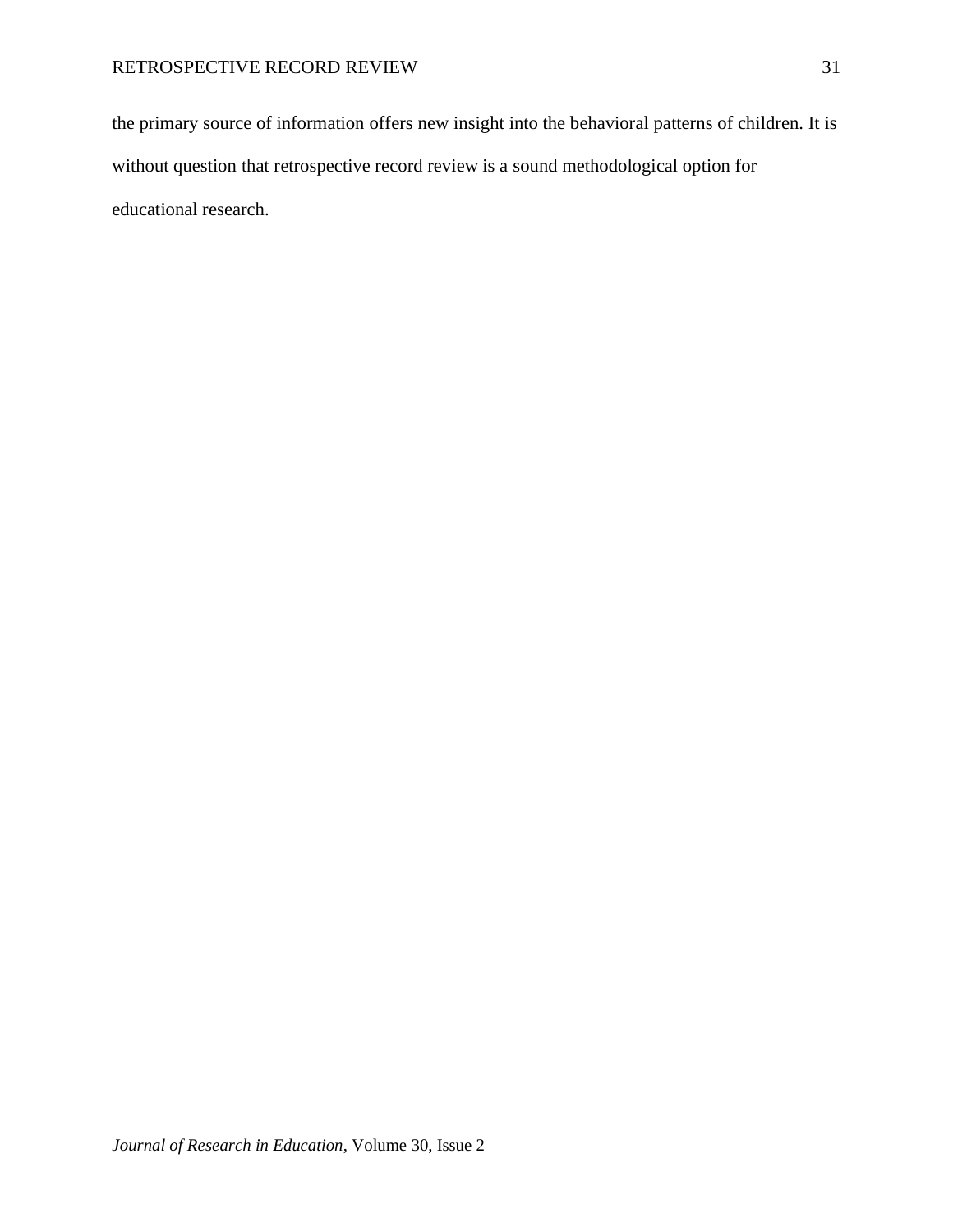the primary source of information offers new insight into the behavioral patterns of children. It is without question that retrospective record review is a sound methodological option for educational research.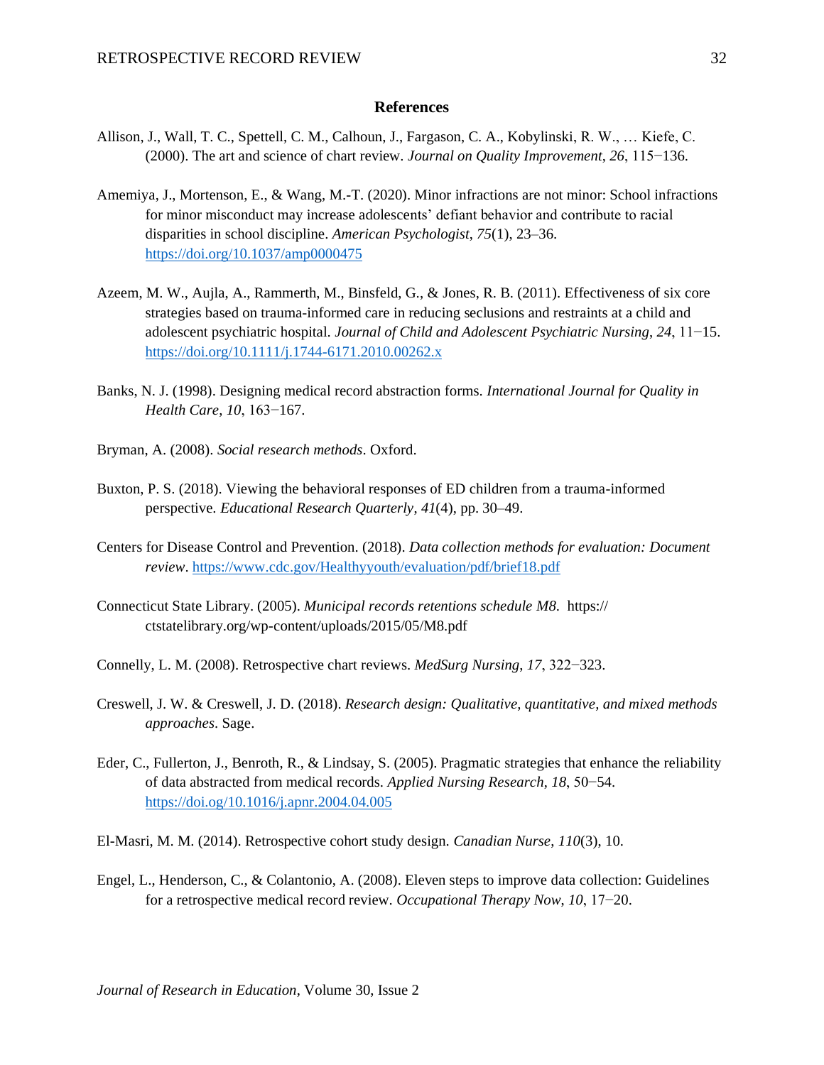# References

Allison, J., Wall, T. C., Spettell, C. M., Calhoun, J., Fargason, C. A., Kobylinski, R. W., … Kiefe, C. (2000). The art and science of chart review. *Journal on Quality Improvement*, *26*, 115−136.

Amemiya, J., Mortenson, E., & Wang, M.-T. (2020). Minor infractions are not minor: School infractions for minor misconduct may increase adolescents' defiant behavior and contribute to racial disparities in school discipline. *American Psychologist*, *75*(1), 23–36. https://doi.org/10.1037/amp0000475

Azeem, M. W., Aujla, A., Rammerth, M., Binsfeld, G., & Jones, R. B. (2011). Effectiveness of six core strategies based on trauma-informed care in reducing seclusions and restraints at a child and adolescent psychiatric hospital. *Journal of Child and Adolescent Psychiatric Nursing*, *24*, 11−15. https://doi.org/10.1111/j.1744-6171.2010.00262.x

Banks, N. J. (1998). Designing medical record abstraction forms. *International Journal for Quality in Health Care*, *10*, 163−167.

Bryman, A. (2008). *Social research methods*. Oxford.

Buxton, P. S. (2018). Viewing the behavioral responses of ED children from a trauma-informed perspective. *Educational Research Quarterly*, *41*(4), pp. 30–49.

Centers for Disease Control and Prevention. (2018). *Data collection methods for evaluation: Document review*. https://www.cdc.gov/Healthyyouth/evaluation/pdf/brief18.pdf

Connecticut State Library. (2005). *Municipal records retentions schedule M8*. https:// ctstatelibrary.org/wp-content/uploads/2015/05/M8.pdf

Connelly, L. M. (2008). Retrospective chart reviews. *MedSurg Nursing*, *17*, 322−323.

Creswell, J. W. & Creswell, J. D. (2018). *Research design: Qualitative, quantitative, and mixed methods approaches*. Sage.

Eder, C., Fullerton, J., Benroth, R., & Lindsay, S. (2005). Pragmatic strategies that enhance the reliability of data abstracted from medical records. *Applied Nursing Research*, *18*, 50−54. https://doi.og/10.1016/j.apnr.2004.04.005

El-Masri, M. M. (2014). Retrospective cohort study design. *Canadian Nurse*, *110*(3), 10.

Engel, L., Henderson, C., & Colantonio, A. (2008). Eleven steps to improve data collection: Guidelines for a retrospective medical record review. *Occupational Therapy Now*, *10*, 17−20.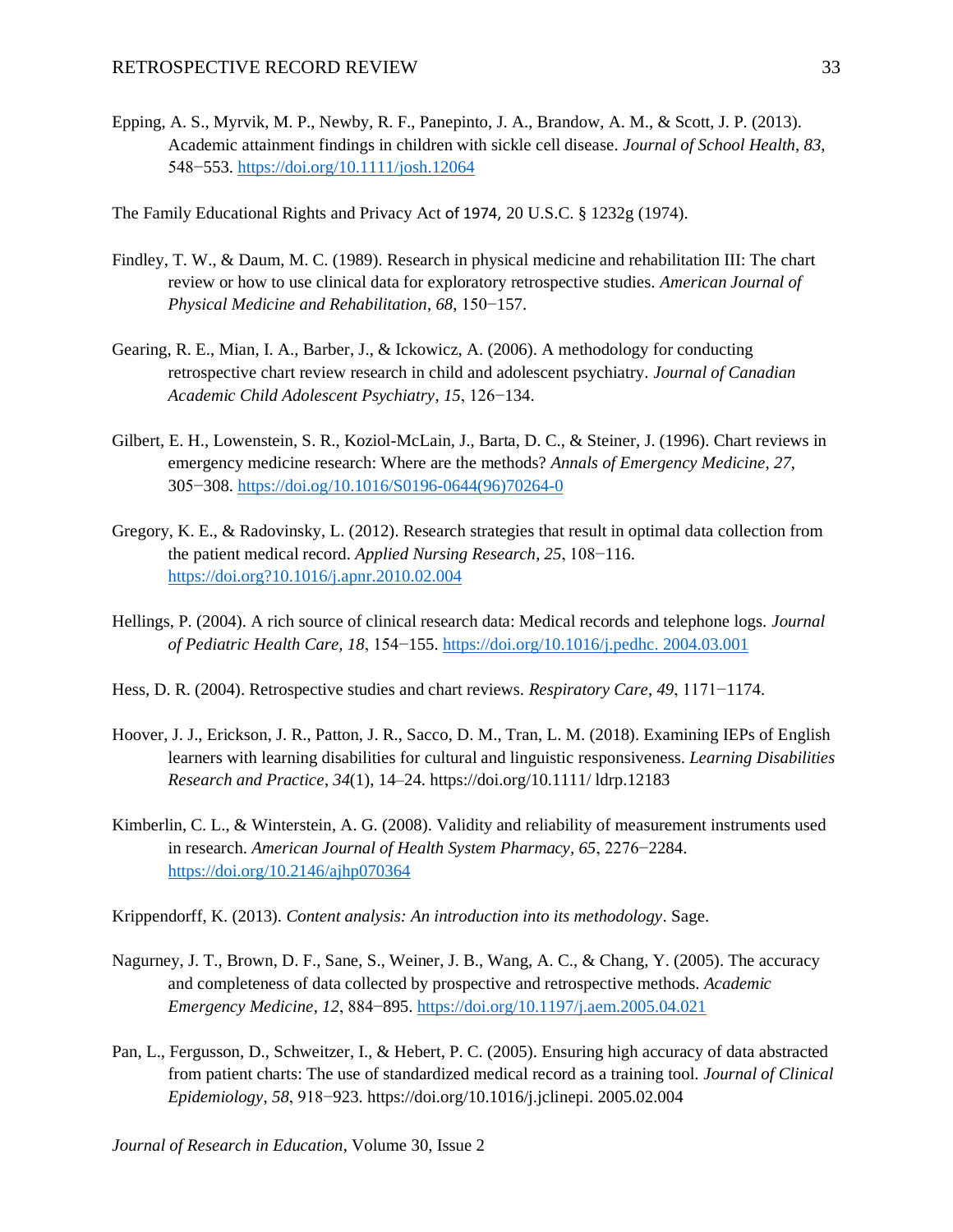Epping, A. S., Myrvik, M. P., Newby, R. F., Panepinto, J. A., Brandow, A. M., & Scott, J. P. (2013). Academic attainment findings in children with sickle cell disease. *Journal of School Health*, *83*, 548−553. https://doi.org/10.1111/josh.12064

The Family Educational Rights and Privacy Act of 1974, 20 U.S.C. § 1232g (1974).

Findley, T. W., & Daum, M. C. (1989). Research in physical medicine and rehabilitation III: The chart review or how to use clinical data for exploratory retrospective studies. *American Journal of Physical Medicine and Rehabilitation*, *68*, 150−157.

Gearing, R. E., Mian, I. A., Barber, J., & Ickowicz, A. (2006). A methodology for conducting retrospective chart review research in child and adolescent psychiatry. *Journal of Canadian Academic Child Adolescent Psychiatry*, *15*, 126−134.

Gilbert, E. H., Lowenstein, S. R., Koziol-McLain, J., Barta, D. C., & Steiner, J. (1996). Chart reviews in emergency medicine research: Where are the methods? *Annals of Emergency Medicine*, *27*, 305−308. https://doi.og/10.1016/S0196-0644(96)70264-0

Gregory, K. E., & Radovinsky, L. (2012). Research strategies that result in optimal data collection from the patient medical record. *Applied Nursing Research*, *25*, 108−116. https://doi.org?10.1016/j.apnr.2010.02.004

Hellings, P. (2004). A rich source of clinical research data: Medical records and telephone logs. *Journal of Pediatric Health Care, 18*, 154−155. https://doi.org/10.1016/j.pedhc. 2004.03.001

Hess, D. R. (2004). Retrospective studies and chart reviews. *Respiratory Care*, *49*, 1171−1174.

Hoover, J. J., Erickson, J. R., Patton, J. R., Sacco, D. M., Tran, L. M. (2018). Examining IEPs of English learners with learning disabilities for cultural and linguistic responsiveness. *Learning Disabilities Research and Practice*, *34*(1), 14–24. https://doi.org/10.1111/ ldrp.12183

Kimberlin, C. L., & Winterstein, A. G. (2008). Validity and reliability of measurement instruments used in research. *American Journal of Health System Pharmacy*, *65*, 2276−2284. https://doi.org/10.2146/ajhp070364

Krippendorff, K. (2013). *Content analysis: An introduction into its methodology*. Sage.

Nagurney, J. T., Brown, D. F., Sane, S., Weiner, J. B., Wang, A. C., & Chang, Y. (2005). The accuracy and completeness of data collected by prospective and retrospective methods. *Academic Emergency Medicine*, *12*, 884−895. https://doi.org/10.1197/j.aem.2005.04.021

Pan, L., Fergusson, D., Schweitzer, I., & Hebert, P. C. (2005). Ensuring high accuracy of data abstracted from patient charts: The use of standardized medical record as a training tool. *Journal of Clinical Epidemiology*, *58*, 918−923. https://doi.org/10.1016/j.jclinepi. 2005.02.004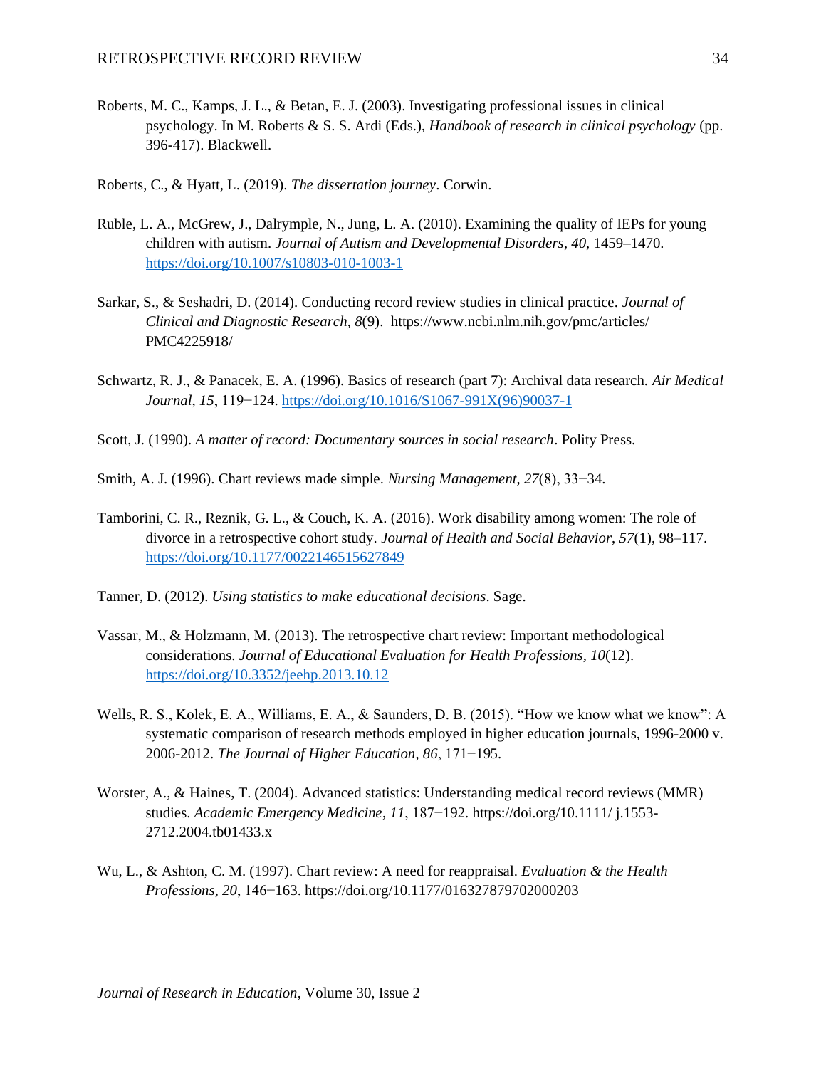Roberts, M. C., Kamps, J. L., & Betan, E. J. (2003). Investigating professional issues in clinical psychology. In M. Roberts & S. S. Ardi (Eds.), *Handbook of research in clinical psychology* (pp. 396-417). Blackwell.

Roberts, C., & Hyatt, L. (2019). *The dissertation journey*. Corwin.

Ruble, L. A., McGrew, J., Dalrymple, N., Jung, L. A. (2010). Examining the quality of IEPs for young children with autism. *Journal of Autism and Developmental Disorders*, *40*, 1459–1470. https://doi.org/10.1007/s10803-010-1003-1

Sarkar, S., & Seshadri, D. (2014). Conducting record review studies in clinical practice. *Journal of Clinical and Diagnostic Research*, *8*(9). https://www.ncbi.nlm.nih.gov/pmc/articles/PMC4225918/

Schwartz, R. J., & Panacek, E. A. (1996). Basics of research (part 7): Archival data research. *Air Medical Journal*, *15*, 119−124. https://doi.org/10.1016/S1067-991X(96)90037-1

Scott, J. (1990). *A matter of record: Documentary sources in social research*. Polity Press.

Smith, A. J. (1996). Chart reviews made simple. *Nursing Management*, *27*(8), 33−34.

Tamborini, C. R., Reznik, G. L., & Couch, K. A. (2016). Work disability among women: The role of divorce in a retrospective cohort study. *Journal of Health and Social Behavior*, *57*(1), 98–117. https://doi.org/10.1177/0022146515627849

Tanner, D. (2012). *Using statistics to make educational decisions*. Sage.

Vassar, M., & Holzmann, M. (2013). The retrospective chart review: Important methodological considerations. *Journal of Educational Evaluation for Health Professions*, *10*(12). https://doi.org/10.3352/jeehp.2013.10.12

Wells, R. S., Kolek, E. A., Williams, E. A., & Saunders, D. B. (2015). "How we know what we know": A systematic comparison of research methods employed in higher education journals, 1996-2000 v. 2006-2012. *The Journal of Higher Education*, *86*, 171−195.

Worster, A., & Haines, T. (2004). Advanced statistics: Understanding medical record reviews (MMR) studies. *Academic Emergency Medicine*, *11*, 187−192. https://doi.org/10.1111/ j.1553-2712.2004.tb01433.x

Wu, L., & Ashton, C. M. (1997). Chart review: A need for reappraisal. *Evaluation & the Health Professions*, *20*, 146−163. https://doi.org/10.1177/016327879702000203